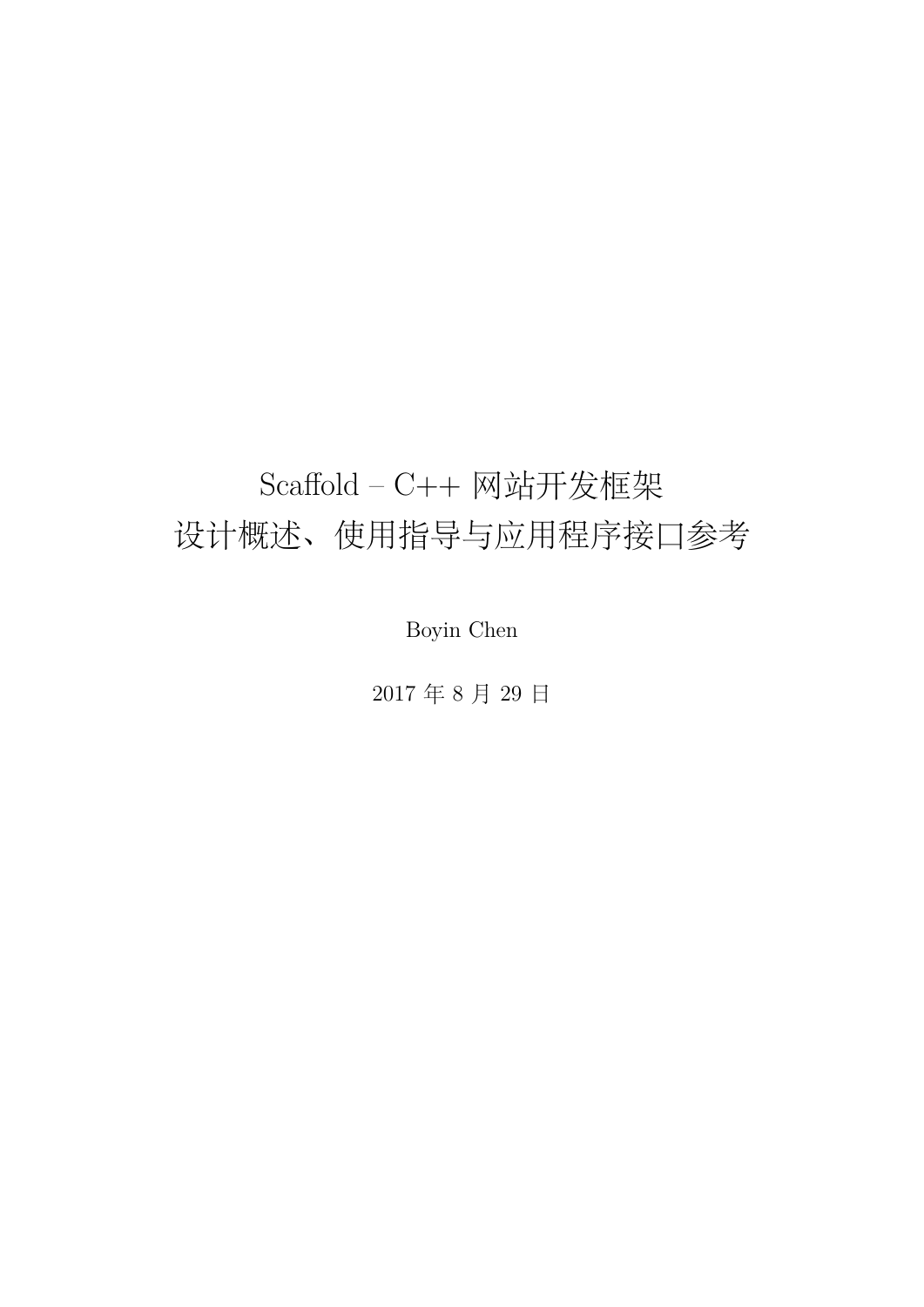# Scaffold – C++ 网站开发框架
# 设计概述、使用指导与应用程序接口参考

Boyin Chen

2017 年 8 月 29 日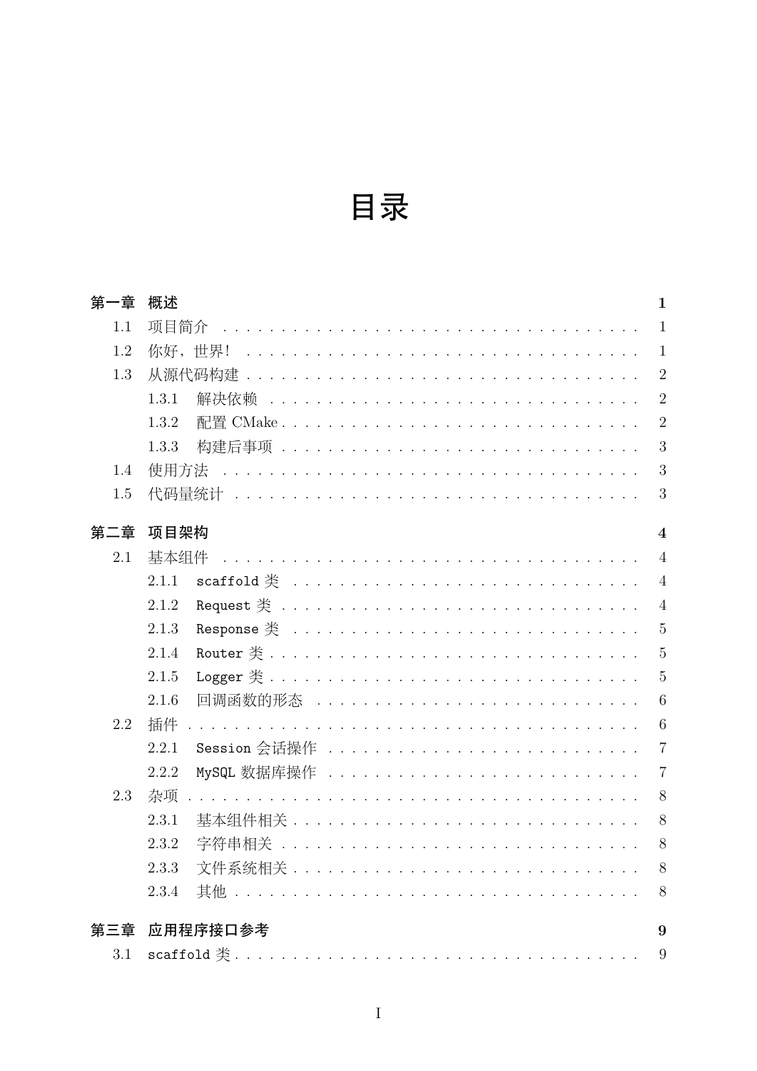# 目录

**第一章　概述** **1**

- 1.1　项目简介 1
- 1.2　你好，世界! 1
- 1.3　从源代码构建 2
  - 1.3.1　解决依赖 2
  - 1.3.2　配置 CMake 2
  - 1.3.3　构建后事项 3
- 1.4　使用方法 3
- 1.5　代码量统计 3

**第二章　项目架构** **4**

- 2.1　基本组件 4
  - 2.1.1　`scaffold` 类 4
  - 2.1.2　`Request` 类 4
  - 2.1.3　`Response` 类 5
  - 2.1.4　`Router` 类 5
  - 2.1.5　`Logger` 类 5
  - 2.1.6　回调函数的形态 6
- 2.2　插件 6
  - 2.2.1　`Session` 会话操作 7
  - 2.2.2　`MySQL` 数据库操作 7
- 2.3　杂项 8
  - 2.3.1　基本组件相关 8
  - 2.3.2　字符串相关 8
  - 2.3.3　文件系统相关 8
  - 2.3.4　其他 8

**第三章　应用程序接口参考** **9**

- 3.1　`scaffold` 类 9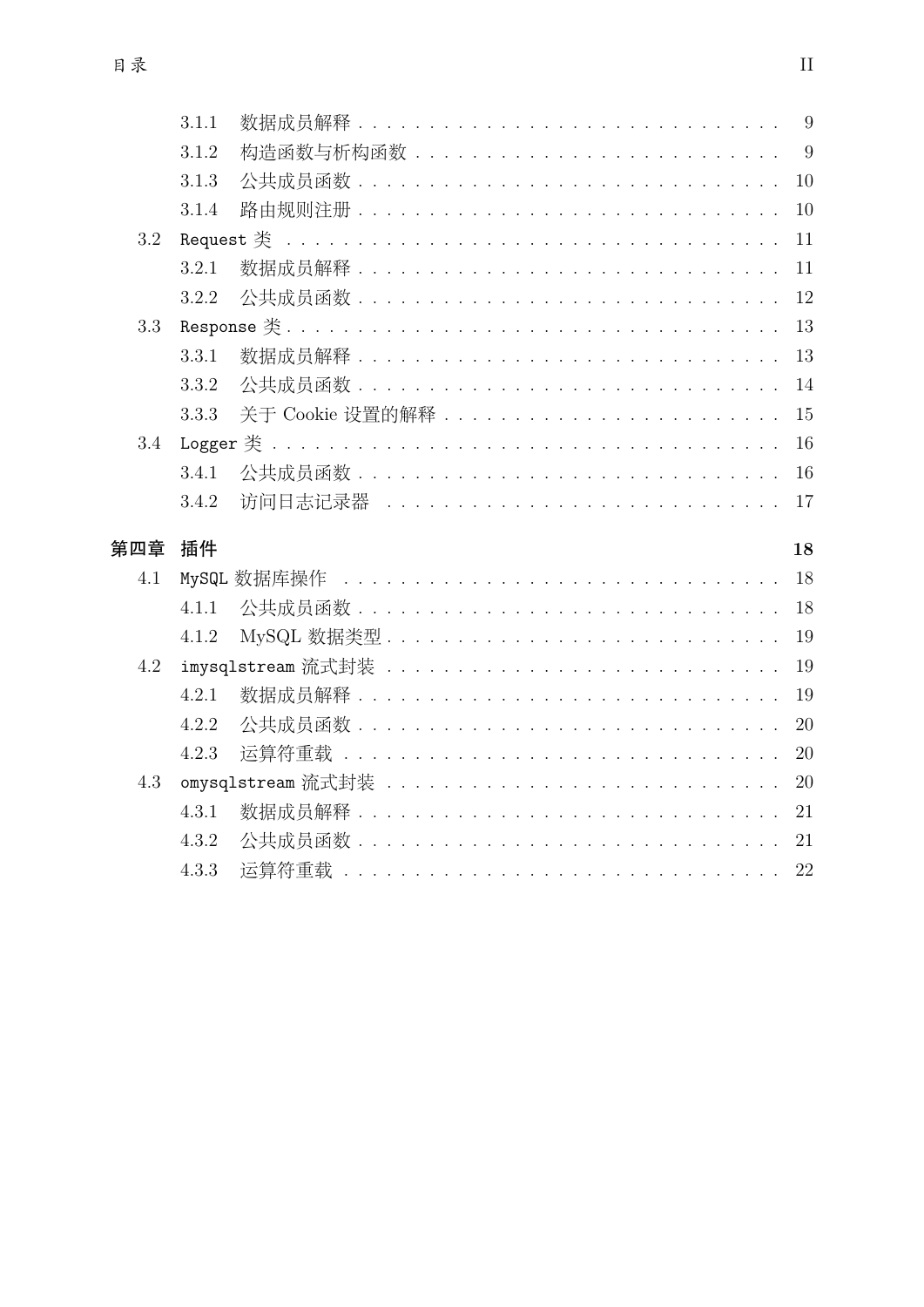- 3.1.1 数据成员解释 . . . . . . . . . . . . . . . . . . . . . . . . . . . . . 9
- 3.1.2 构造函数与析构函数 . . . . . . . . . . . . . . . . . . . . . . . . . 9
- 3.1.3 公共成员函数 . . . . . . . . . . . . . . . . . . . . . . . . . . . . . 10
- 3.1.4 路由规则注册 . . . . . . . . . . . . . . . . . . . . . . . . . . . . . 10

3.2 `Request` 类 . . . . . . . . . . . . . . . . . . . . . . . . . . . . . . . . 11
- 3.2.1 数据成员解释 . . . . . . . . . . . . . . . . . . . . . . . . . . . . . 11
- 3.2.2 公共成员函数 . . . . . . . . . . . . . . . . . . . . . . . . . . . . . 12

3.3 `Response` 类 . . . . . . . . . . . . . . . . . . . . . . . . . . . . . . . 13
- 3.3.1 数据成员解释 . . . . . . . . . . . . . . . . . . . . . . . . . . . . . 13
- 3.3.2 公共成员函数 . . . . . . . . . . . . . . . . . . . . . . . . . . . . . 14
- 3.3.3 关于 Cookie 设置的解释 . . . . . . . . . . . . . . . . . . . . . . . 15

3.4 `Logger` 类 . . . . . . . . . . . . . . . . . . . . . . . . . . . . . . . . . 16
- 3.4.1 公共成员函数 . . . . . . . . . . . . . . . . . . . . . . . . . . . . . 16
- 3.4.2 访问日志记录器 . . . . . . . . . . . . . . . . . . . . . . . . . . . . 17

**第四章 插件** **18**

4.1 `MySQL` 数据库操作 . . . . . . . . . . . . . . . . . . . . . . . . . . . . 18
- 4.1.1 公共成员函数 . . . . . . . . . . . . . . . . . . . . . . . . . . . . . 18
- 4.1.2 MySQL 数据类型 . . . . . . . . . . . . . . . . . . . . . . . . . . . 19

4.2 `imysqlstream` 流式封装 . . . . . . . . . . . . . . . . . . . . . . . . . 19
- 4.2.1 数据成员解释 . . . . . . . . . . . . . . . . . . . . . . . . . . . . . 19
- 4.2.2 公共成员函数 . . . . . . . . . . . . . . . . . . . . . . . . . . . . . 20
- 4.2.3 运算符重载 . . . . . . . . . . . . . . . . . . . . . . . . . . . . . . 20

4.3 `omysqlstream` 流式封装 . . . . . . . . . . . . . . . . . . . . . . . . . 20
- 4.3.1 数据成员解释 . . . . . . . . . . . . . . . . . . . . . . . . . . . . . 21
- 4.3.2 公共成员函数 . . . . . . . . . . . . . . . . . . . . . . . . . . . . . 21
- 4.3.3 运算符重载 . . . . . . . . . . . . . . . . . . . . . . . . . . . . . . 22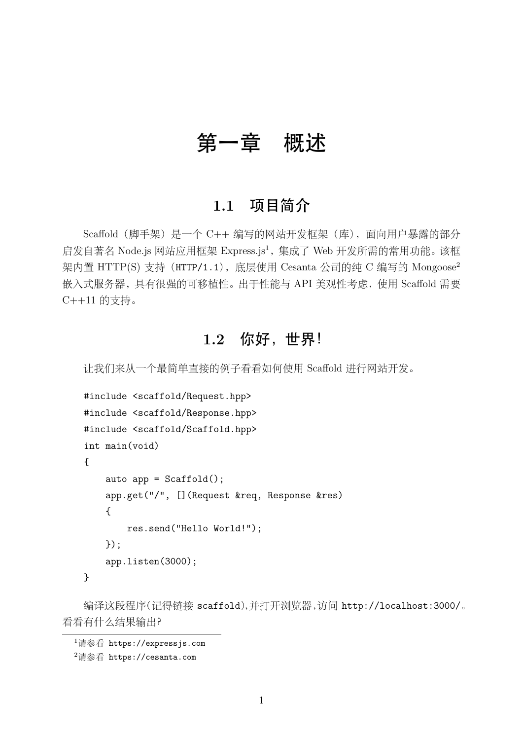# 第一章　概述

## 1.1　项目简介

Scaffold（脚手架）是一个 C++ 编写的网站开发框架（库），面向用户暴露的部分启发自著名 Node.js 网站应用框架 Express.js[1]，集成了 Web 开发所需的常用功能。该框架内置 HTTP(S) 支持（`HTTP/1.1`），底层使用 Cesanta 公司的纯 C 编写的 Mongoose[2] 嵌入式服务器，具有很强的可移植性。出于性能与 API 美观性考虑，使用 Scaffold 需要 C++11 的支持。

## 1.2　你好，世界!

让我们来从一个最简单直接的例子看看如何使用 Scaffold 进行网站开发。

```
#include <scaffold/Request.hpp>
#include <scaffold/Response.hpp>
#include <scaffold/Scaffold.hpp>
int main(void)
{
    auto app = Scaffold();
    app.get("/", [](Request &req, Response &res)
    {
        res.send("Hello World!");
    });
    app.listen(3000);
}
```

编译这段程序(记得链接 `scaffold`),并打开浏览器,访问 `http://localhost:3000/`。看看有什么结果输出?

[1]请参看 `https://expressjs.com`

[2]请参看 `https://cesanta.com`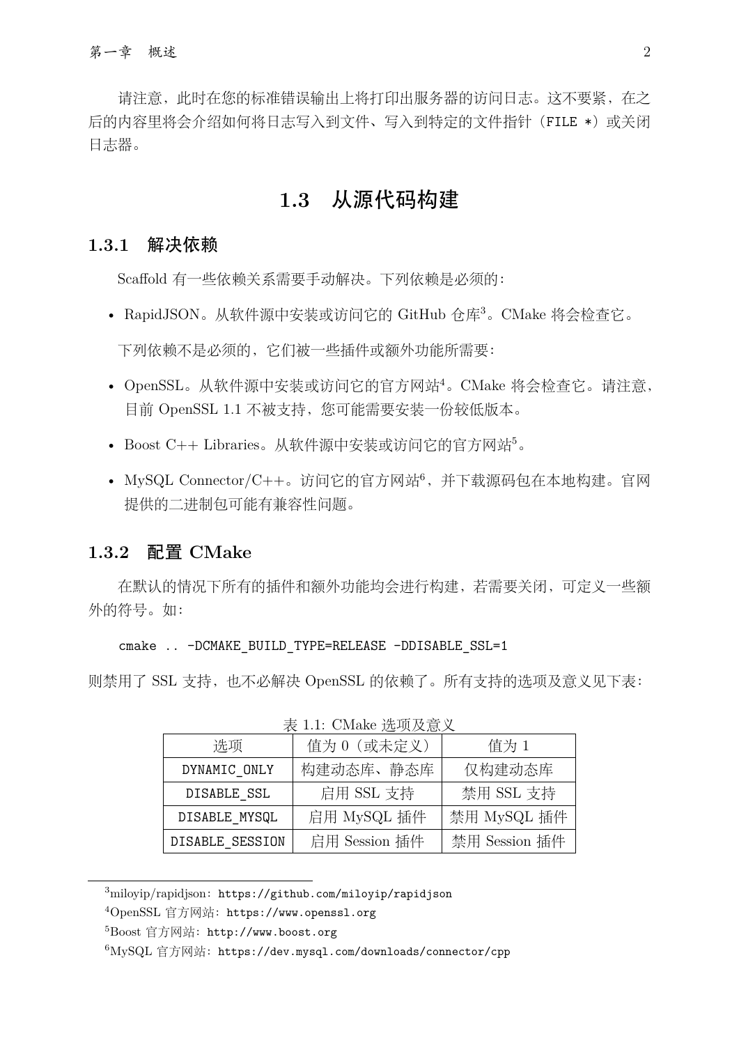请注意，此时在您的标准错误输出上将打印出服务器的访问日志。这不要紧，在之后的内容里将会介绍如何将日志写入到文件、写入到特定的文件指针（`FILE *`）或关闭日志器。

## 1.3 从源代码构建

### 1.3.1 解决依赖

Scaffold 有一些依赖关系需要手动解决。下列依赖是必须的：

- RapidJSON。从软件源中安装或访问它的 GitHub 仓库[3]。CMake 将会检查它。

下列依赖不是必须的，它们被一些插件或额外功能所需要：

- OpenSSL。从软件源中安装或访问它的官方网站[4]。CMake 将会检查它。请注意，目前 OpenSSL 1.1 不被支持，您可能需要安装一份较低版本。
- Boost C++ Libraries。从软件源中安装或访问它的官方网站[5]。
- MySQL Connector/C++。访问它的官方网站[6]，并下载源码包在本地构建。官网提供的二进制包可能有兼容性问题。

### 1.3.2 配置 CMake

在默认的情况下所有的插件和额外功能均会进行构建，若需要关闭，可定义一些额外的符号。如：

```
cmake .. -DCMAKE_BUILD_TYPE=RELEASE -DDISABLE_SSL=1
```

则禁用了 SSL 支持，也不必解决 OpenSSL 的依赖了。所有支持的选项及意义见下表：

表 1.1: CMake 选项及意义

| 选项 | 值为 0（或未定义） | 值为 1 |
| --- | --- | --- |
| `DYNAMIC_ONLY` | 构建动态库、静态库 | 仅构建动态库 |
| `DISABLE_SSL` | 启用 SSL 支持 | 禁用 SSL 支持 |
| `DISABLE_MYSQL` | 启用 MySQL 插件 | 禁用 MySQL 插件 |
| `DISABLE_SESSION` | 启用 Session 插件 | 禁用 Session 插件 |

---

[3] miloyip/rapidjson：`https://github.com/miloyip/rapidjson`

[4] OpenSSL 官方网站：`https://www.openssl.org`

[5] Boost 官方网站：`http://www.boost.org`

[6] MySQL 官方网站：`https://dev.mysql.com/downloads/connector/cpp`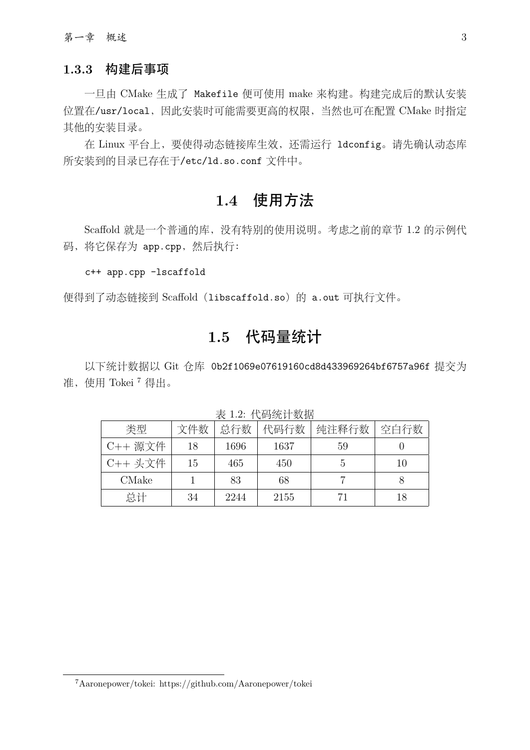### 1.3.3 构建后事项

一旦由 CMake 生成了 `Makefile` 便可使用 make 来构建。构建完成后的默认安装位置在`/usr/local`，因此安装时可能需要更高的权限，当然也可在配置 CMake 时指定其他的安装目录。

在 Linux 平台上，要使得动态链接库生效，还需运行 `ldconfig`。请先确认动态库所安装到的目录已存在于`/etc/ld.so.conf` 文件中。

## 1.4 使用方法

Scaffold 就是一个普通的库，没有特别的使用说明。考虑之前的章节 1.2 的示例代码，将它保存为 `app.cpp`，然后执行：

```
c++ app.cpp -lscaffold
```

便得到了动态链接到 Scaffold（`libscaffold.so`）的 `a.out` 可执行文件。

## 1.5 代码量统计

以下统计数据以 Git 仓库 `0b2f1069e07619160cd8d433969264bf6757a96f` 提交为准，使用 Tokei [7] 得出。

表 1.2: 代码统计数据

| 类型 | 文件数 | 总行数 | 代码行数 | 纯注释行数 | 空白行数 |
| --- | --- | --- | --- | --- | --- |
| C++ 源文件 | 18 | 1696 | 1637 | 59 | 0 |
| C++ 头文件 | 15 | 465 | 450 | 5 | 10 |
| CMake | 1 | 83 | 68 | 7 | 8 |
| 总计 | 34 | 2244 | 2155 | 71 | 18 |

[7] Aaronepower/tokei: https://github.com/Aaronepower/tokei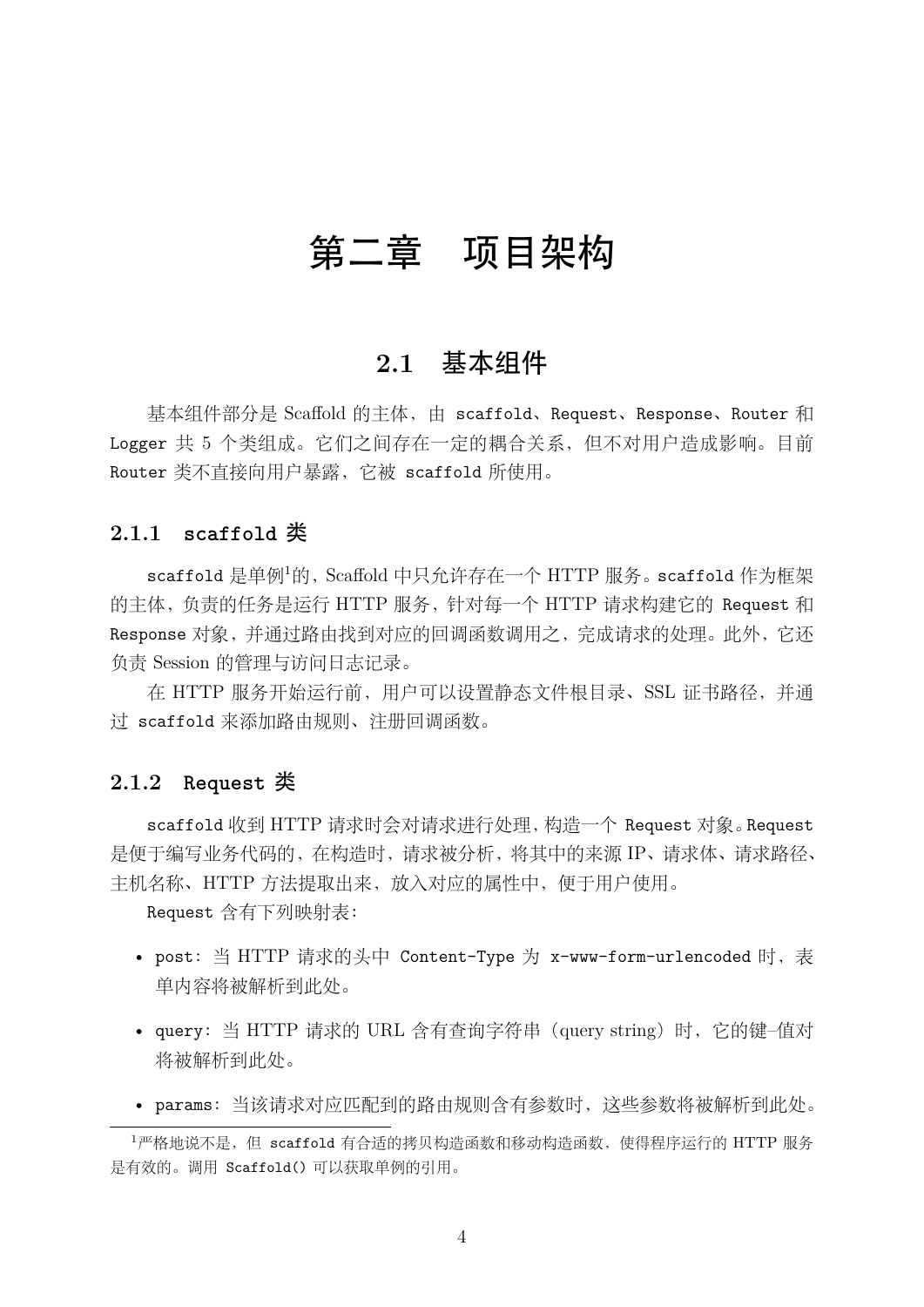# 第二章　项目架构

## 2.1　基本组件

基本组件部分是 Scaffold 的主体，由 `scaffold`、`Request`、`Response`、`Router` 和 `Logger` 共 5 个类组成。它们之间存在一定的耦合关系，但不对用户造成影响。目前 `Router` 类不直接向用户暴露，它被 `scaffold` 所使用。

### 2.1.1　`scaffold` 类

`scaffold` 是单例[1]的，Scaffold 中只允许存在一个 HTTP 服务。`scaffold` 作为框架的主体，负责的任务是运行 HTTP 服务，针对每一个 HTTP 请求构建它的 `Request` 和 `Response` 对象，并通过路由找到对应的回调函数调用之，完成请求的处理。此外，它还负责 Session 的管理与访问日志记录。

在 HTTP 服务开始运行前，用户可以设置静态文件根目录、SSL 证书路径，并通过 `scaffold` 来添加路由规则、注册回调函数。

### 2.1.2　`Request` 类

`scaffold` 收到 HTTP 请求时会对请求进行处理，构造一个 `Request` 对象。`Request` 是便于编写业务代码的，在构造时，请求被分析，将其中的来源 IP、请求体、请求路径、主机名称、HTTP 方法提取出来，放入对应的属性中，便于用户使用。

`Request` 含有下列映射表：

- `post`：当 HTTP 请求的头中 `Content-Type` 为 `x-www-form-urlencoded` 时，表单内容将被解析到此处。
- `query`：当 HTTP 请求的 URL 含有查询字符串（query string）时，它的键–值对将被解析到此处。
- `params`：当该请求对应匹配到的路由规则含有参数时，这些参数将被解析到此处。

[1] 严格地说不是，但 `scaffold` 有合适的拷贝构造函数和移动构造函数，使得程序运行的 HTTP 服务是有效的。调用 `Scaffold()` 可以获取单例的引用。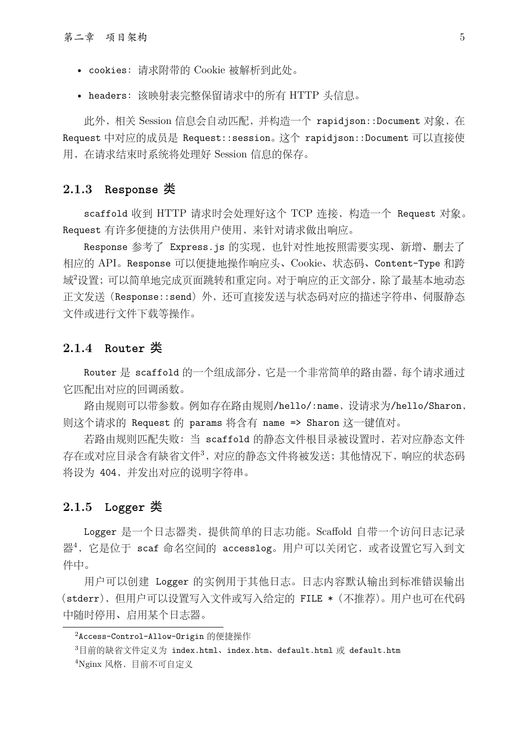- `cookies`：请求附带的 Cookie 被解析到此处。
- `headers`：该映射表完整保留请求中的所有 HTTP 头信息。

此外，相关 Session 信息会自动匹配，并构造一个 `rapidjson::Document` 对象，在 `Request` 中对应的成员是 `Request::session`。这个 `rapidjson::Document` 可以直接使用，在请求结束时系统将处理好 Session 信息的保存。

### 2.1.3 Response 类

`scaffold` 收到 HTTP 请求时会处理好这个 TCP 连接，构造一个 `Request` 对象。`Request` 有许多便捷的方法供用户使用，来针对请求做出响应。

`Response` 参考了 `Express.js` 的实现，也针对性地按照需要实现、新增、删去了相应的 API。`Response` 可以便捷地操作响应头、Cookie、状态码、`Content-Type` 和跨域[2]设置；可以简单地完成页面跳转和重定向。对于响应的正文部分，除了最基本地动态正文发送（`Response::send`）外，还可直接发送与状态码对应的描述字符串、伺服静态文件或进行文件下载等操作。

### 2.1.4 Router 类

`Router` 是 `scaffold` 的一个组成部分，它是一个非常简单的路由器，每个请求通过它匹配出对应的回调函数。

路由规则可以带参数。例如存在路由规则`/hello/:name`，设请求为`/hello/Sharon`，则这个请求的 `Request` 的 `params` 将含有 `name => Sharon` 这一键值对。

若路由规则匹配失败：当 `scaffold` 的静态文件根目录被设置时，若对应静态文件存在或对应目录含有缺省文件[3]，对应的静态文件将被发送；其他情况下，响应的状态码将设为 `404`，并发出对应的说明字符串。

### 2.1.5 Logger 类

`Logger` 是一个日志器类，提供简单的日志功能。Scaffold 自带一个访问日志记录器[4]，它是位于 `scaf` 命名空间的 `accesslog`。用户可以关闭它，或者设置它写入到文件中。

用户可以创建 `Logger` 的实例用于其他日志。日志内容默认输出到标准错误输出（`stderr`），但用户可以设置写入文件或写入给定的 `FILE *`（不推荐）。用户也可在代码中随时停用、启用某个日志器。

---

[2] `Access-Control-Allow-Origin` 的便捷操作

[3] 目前的缺省文件定义为 `index.html`、`index.htm`、`default.html` 或 `default.htm`

[4] Nginx 风格，目前不可自定义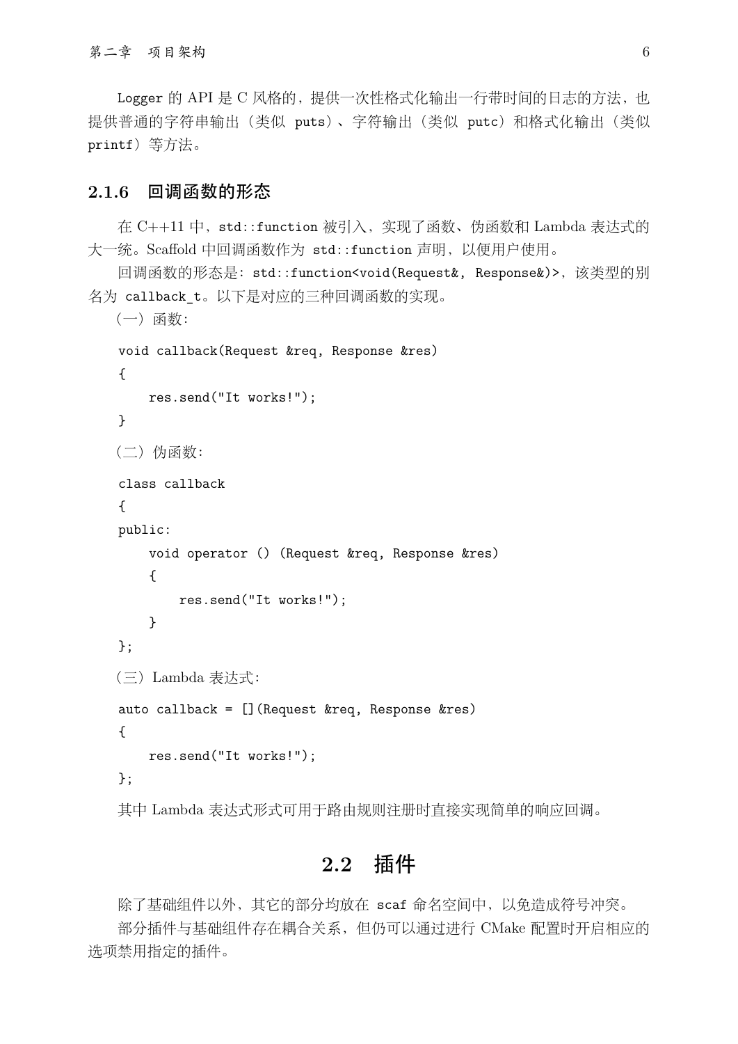Logger 的 API 是 C 风格的，提供一次性格式化输出一行带时间的日志的方法，也提供普通的字符串输出（类似 puts）、字符输出（类似 putc）和格式化输出（类似 printf）等方法。

### 2.1.6 回调函数的形态

在 C++11 中，std::function 被引入，实现了函数、伪函数和 Lambda 表达式的大一统。Scaffold 中回调函数作为 std::function 声明，以便用户使用。

回调函数的形态是：std::function<void(Request&, Response&)>，该类型的别名为 callback_t。以下是对应的三种回调函数的实现。

（一）函数：

```
void callback(Request &req, Response &res)
{
    res.send("It works!");
}
```

（二）伪函数：

```
class callback
{
public:
    void operator () (Request &req, Response &res)
    {
        res.send("It works!");
    }
};
```

（三）Lambda 表达式：

```
auto callback = [](Request &req, Response &res)
{
    res.send("It works!");
};
```

其中 Lambda 表达式形式可用于路由规则注册时直接实现简单的响应回调。

## 2.2 插件

除了基础组件以外，其它的部分均放在 scaf 命名空间中，以免造成符号冲突。

部分插件与基础组件存在耦合关系，但仍可以通过进行 CMake 配置时开启相应的选项禁用指定的插件。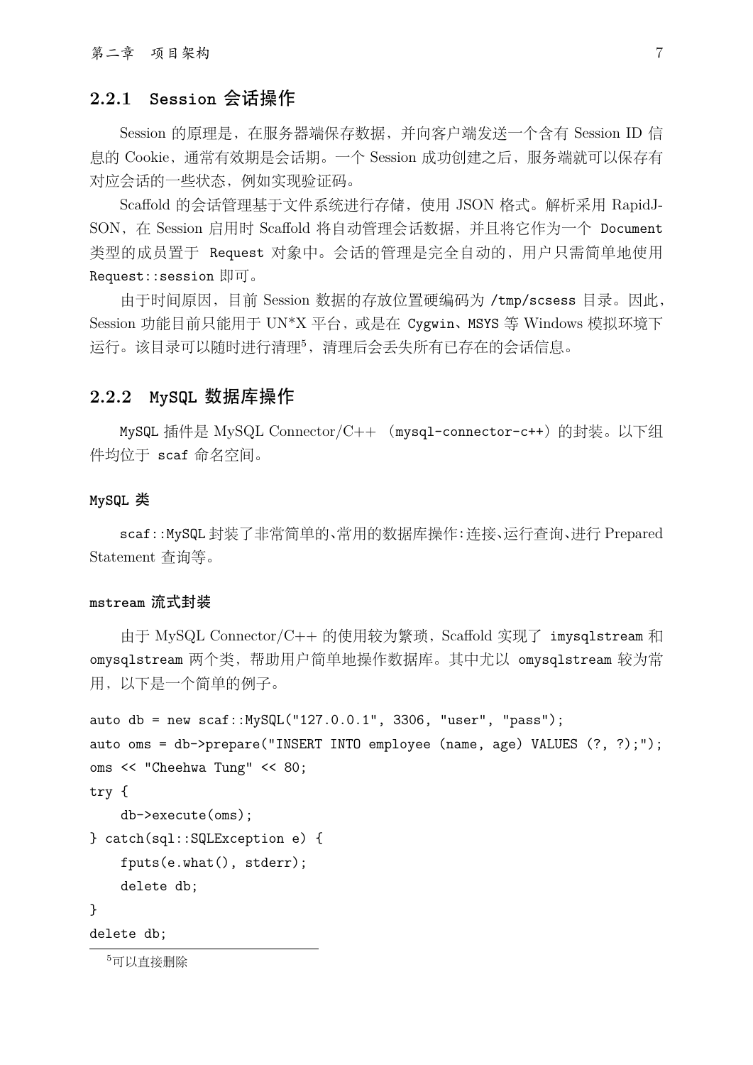### 2.2.1 Session 会话操作

Session 的原理是，在服务器端保存数据，并向客户端发送一个含有 Session ID 信息的 Cookie，通常有效期是会话期。一个 Session 成功创建之后，服务端就可以保存有对应会话的一些状态，例如实现验证码。

Scaffold 的会话管理基于文件系统进行存储，使用 JSON 格式。解析采用 RapidJSON，在 Session 启用时 Scaffold 将自动管理会话数据，并且将它作为一个 `Document` 类型的成员置于 `Request` 对象中。会话的管理是完全自动的，用户只需简单地使用 `Request::session` 即可。

由于时间原因，目前 Session 数据的存放位置硬编码为 `/tmp/scsess` 目录。因此，Session 功能目前只能用于 UN*X 平台，或是在 `Cygwin`、`MSYS` 等 Windows 模拟环境下运行。该目录可以随时进行清理[5]，清理后会丢失所有已存在的会话信息。

### 2.2.2 MySQL 数据库操作

`MySQL` 插件是 MySQL Connector/C++ （`mysql-connector-c++`）的封装。以下组件均位于 `scaf` 命名空间。

#### MySQL 类

`scaf::MySQL` 封装了非常简单的、常用的数据库操作：连接、运行查询、进行 Prepared Statement 查询等。

#### mstream 流式封装

由于 MySQL Connector/C++ 的使用较为繁琐，Scaffold 实现了 `imysqlstream` 和 `omysqlstream` 两个类，帮助用户简单地操作数据库。其中尤以 `omysqlstream` 较为常用，以下是一个简单的例子。

```
auto db = new scaf::MySQL("127.0.0.1", 3306, "user", "pass");
auto oms = db->prepare("INSERT INTO employee (name, age) VALUES (?, ?);");
oms << "Cheehwa Tung" << 80;
try {
    db->execute(oms);
} catch(sql::SQLException e) {
    fputs(e.what(), stderr);
    delete db;
}
delete db;
```

[5] 可以直接删除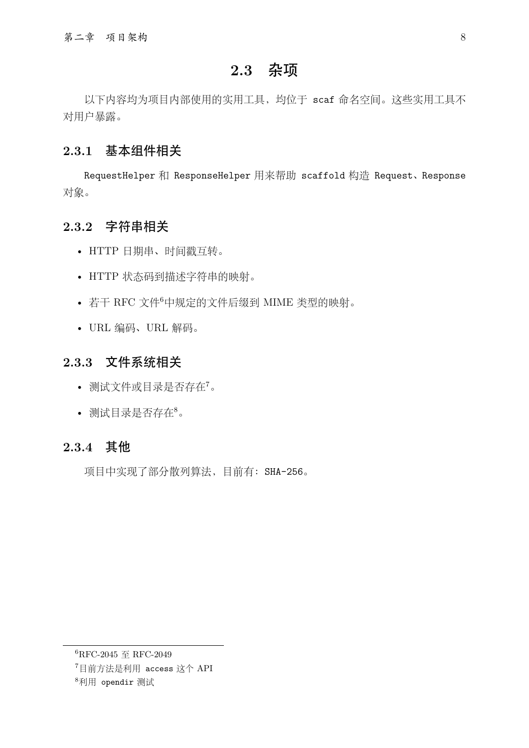## 2.3 杂项

以下内容均为项目内部使用的实用工具，均位于 `scaf` 命名空间。这些实用工具不对用户暴露。

### 2.3.1 基本组件相关

`RequestHelper` 和 `ResponseHelper` 用来帮助 `scaffold` 构造 `Request`、`Response` 对象。

### 2.3.2 字符串相关

- HTTP 日期串、时间戳互转。
- HTTP 状态码到描述字符串的映射。
- 若干 RFC 文件[6]中规定的文件后缀到 MIME 类型的映射。
- URL 编码、URL 解码。

### 2.3.3 文件系统相关

- 测试文件或目录是否存在[7]。
- 测试目录是否存在[8]。

### 2.3.4 其他

项目中实现了部分散列算法，目前有：`SHA-256`。

---

[6] RFC-2045 至 RFC-2049

[7] 目前方法是利用 `access` 这个 API

[8] 利用 `opendir` 测试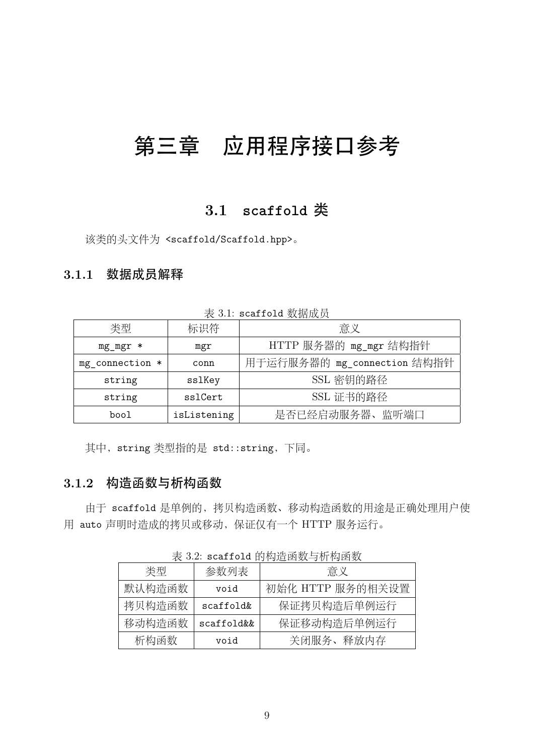# 第三章　应用程序接口参考

## 3.1　scaffold 类

该类的头文件为 <scaffold/Scaffold.hpp>。

### 3.1.1　数据成员解释

表 3.1: scaffold 数据成员

| 类型 | 标识符 | 意义 |
| --- | --- | --- |
| mg_mgr * | mgr | HTTP 服务器的 mg_mgr 结构指针 |
| mg_connection * | conn | 用于运行服务器的 mg_connection 结构指针 |
| string | sslKey | SSL 密钥的路径 |
| string | sslCert | SSL 证书的路径 |
| bool | isListening | 是否已经启动服务器、监听端口 |

其中，string 类型指的是 std::string，下同。

### 3.1.2　构造函数与析构函数

由于 scaffold 是单例的，拷贝构造函数、移动构造函数的用途是正确处理用户使用 auto 声明时造成的拷贝或移动，保证仅有一个 HTTP 服务运行。

表 3.2: scaffold 的构造函数与析构函数

| 类型 | 参数列表 | 意义 |
| --- | --- | --- |
| 默认构造函数 | void | 初始化 HTTP 服务的相关设置 |
| 拷贝构造函数 | scaffold& | 保证拷贝构造后单例运行 |
| 移动构造函数 | scaffold&& | 保证移动构造后单例运行 |
| 析构函数 | void | 关闭服务、释放内存 |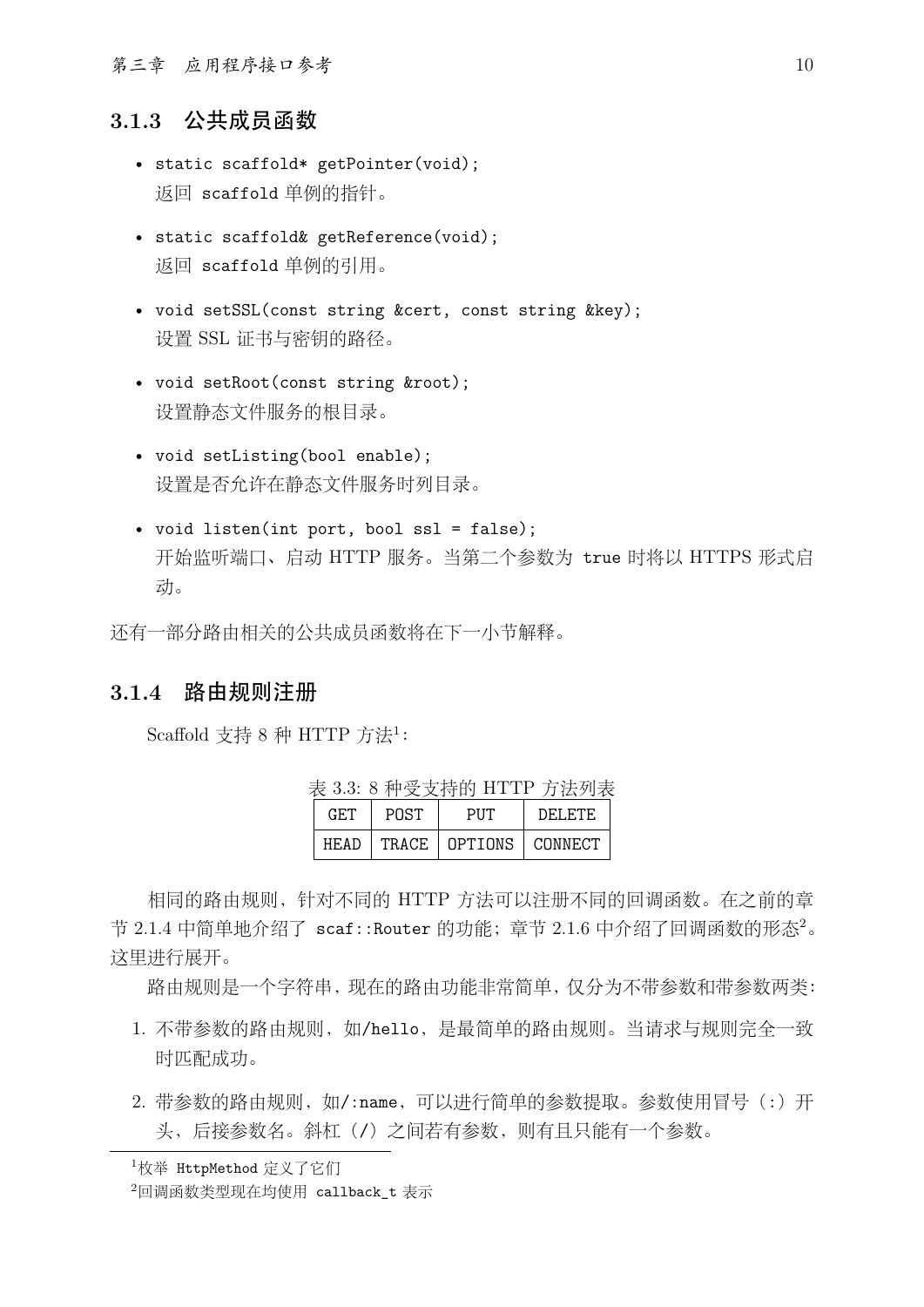### 3.1.3 公共成员函数

- `static scaffold* getPointer(void);`
  返回 `scaffold` 单例的指针。

- `static scaffold& getReference(void);`
  返回 `scaffold` 单例的引用。

- `void setSSL(const string &cert, const string &key);`
  设置 SSL 证书与密钥的路径。

- `void setRoot(const string &root);`
  设置静态文件服务的根目录。

- `void setListing(bool enable);`
  设置是否允许在静态文件服务时列目录。

- `void listen(int port, bool ssl = false);`
  开始监听端口、启动 HTTP 服务。当第二个参数为 `true` 时将以 HTTPS 形式启动。

还有一部分路由相关的公共成员函数将在下一小节解释。

### 3.1.4 路由规则注册

Scaffold 支持 8 种 HTTP 方法[1]：

表 3.3: 8 种受支持的 HTTP 方法列表

| GET | POST | PUT | DELETE |
| --- | --- | --- | --- |
| HEAD | TRACE | OPTIONS | CONNECT |

相同的路由规则，针对不同的 HTTP 方法可以注册不同的回调函数。在之前的章节 2.1.4 中简单地介绍了 `scaf::Router` 的功能；章节 2.1.6 中介绍了回调函数的形态[2]。这里进行展开。

路由规则是一个字符串，现在的路由功能非常简单，仅分为不带参数和带参数两类：

1. 不带参数的路由规则，如`/hello`，是最简单的路由规则。当请求与规则完全一致时匹配成功。

2. 带参数的路由规则，如`/:name`，可以进行简单的参数提取。参数使用冒号（`:`）开头，后接参数名。斜杠（`/`）之间若有参数，则有且只能有一个参数。

[1] 枚举 `HttpMethod` 定义了它们

[2] 回调函数类型现在均使用 `callback_t` 表示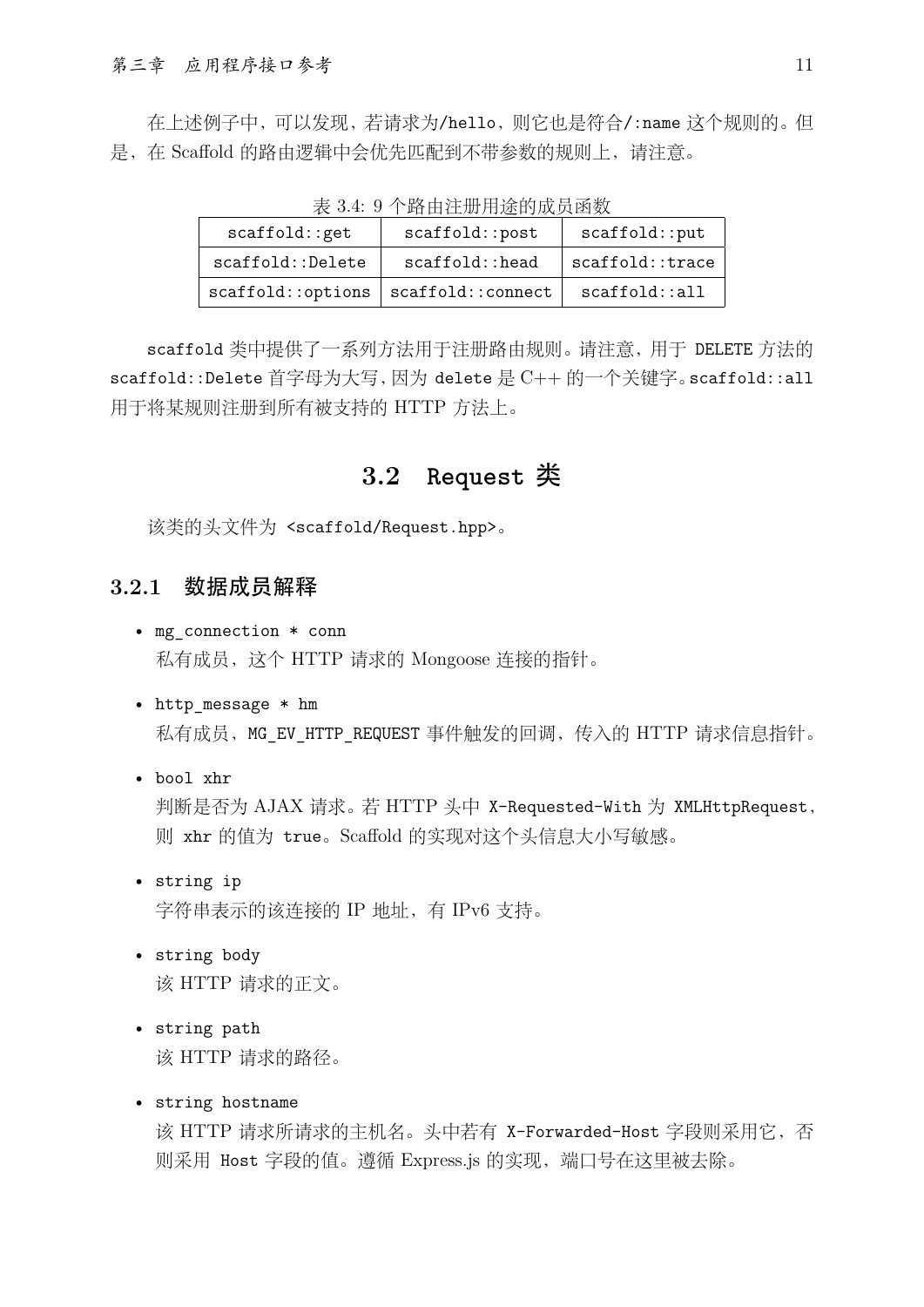在上述例子中，可以发现，若请求为`/hello`，则它也是符合`/:name` 这个规则的。但是，在 Scaffold 的路由逻辑中会优先匹配到不带参数的规则上，请注意。

表 3.4: 9 个路由注册用途的成员函数

| | | |
|---|---|---|
| `scaffold::get` | `scaffold::post` | `scaffold::put` |
| `scaffold::Delete` | `scaffold::head` | `scaffold::trace` |
| `scaffold::options` | `scaffold::connect` | `scaffold::all` |

`scaffold` 类中提供了一系列方法用于注册路由规则。请注意，用于 `DELETE` 方法的 `scaffold::Delete` 首字母为大写，因为 `delete` 是 C++ 的一个关键字。`scaffold::all` 用于将某规则注册到所有被支持的 HTTP 方法上。

## 3.2 Request 类

该类的头文件为 `<scaffold/Request.hpp>`。

### 3.2.1 数据成员解释

- `mg_connection * conn`
  私有成员，这个 HTTP 请求的 Mongoose 连接的指针。

- `http_message * hm`
  私有成员，`MG_EV_HTTP_REQUEST` 事件触发的回调，传入的 HTTP 请求信息指针。

- `bool xhr`
  判断是否为 AJAX 请求。若 HTTP 头中 `X-Requested-With` 为 `XMLHttpRequest`，则 `xhr` 的值为 `true`。Scaffold 的实现对这个头信息大小写敏感。

- `string ip`
  字符串表示的该连接的 IP 地址，有 IPv6 支持。

- `string body`
  该 HTTP 请求的正文。

- `string path`
  该 HTTP 请求的路径。

- `string hostname`
  该 HTTP 请求所请求的主机名。头中若有 `X-Forwarded-Host` 字段则采用它，否则采用 `Host` 字段的值。遵循 Express.js 的实现，端口号在这里被去除。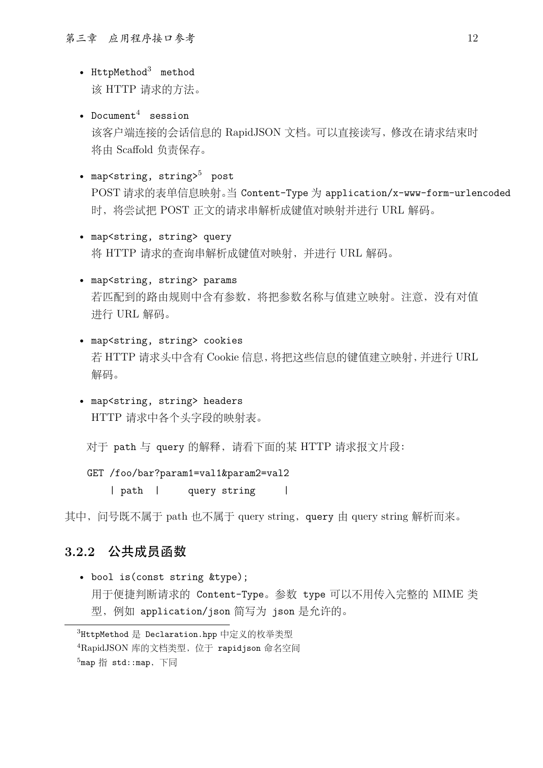- `HttpMethod`[3] `method`
  该 HTTP 请求的方法。

- `Document`[4] `session`
  该客户端连接的会话信息的 RapidJSON 文档。可以直接读写，修改在请求结束时将由 Scaffold 负责保存。

- `map<string, string>`[5] `post`
  POST 请求的表单信息映射。当 `Content-Type` 为 `application/x-www-form-urlencoded` 时，将尝试把 POST 正文的请求串解析成键值对映射并进行 URL 解码。

- `map<string, string> query`
  将 HTTP 请求的查询串解析成键值对映射，并进行 URL 解码。

- `map<string, string> params`
  若匹配到的路由规则中含有参数，将把参数名称与值建立映射。注意，没有对值进行 URL 解码。

- `map<string, string> cookies`
  若 HTTP 请求头中含有 Cookie 信息，将把这些信息的键值建立映射，并进行 URL 解码。

- `map<string, string> headers`
  HTTP 请求中各个头字段的映射表。

对于 `path` 与 `query` 的解释，请看下面的某 HTTP 请求报文片段：

```
GET /foo/bar?param1=val1&param2=val2
   | path  |      query string     |
```

其中，问号既不属于 path 也不属于 query string，`query` 由 query string 解析而来。

### 3.2.2 公共成员函数

- `bool is(const string &type);`
  用于便捷判断请求的 `Content-Type`。参数 `type` 可以不用传入完整的 MIME 类型，例如 `application/json` 简写为 `json` 是允许的。

---

[3] `HttpMethod` 是 `Declaration.hpp` 中定义的枚举类型

[4] RapidJSON 库的文档类型，位于 `rapidjson` 命名空间

[5] `map` 指 `std::map`，下同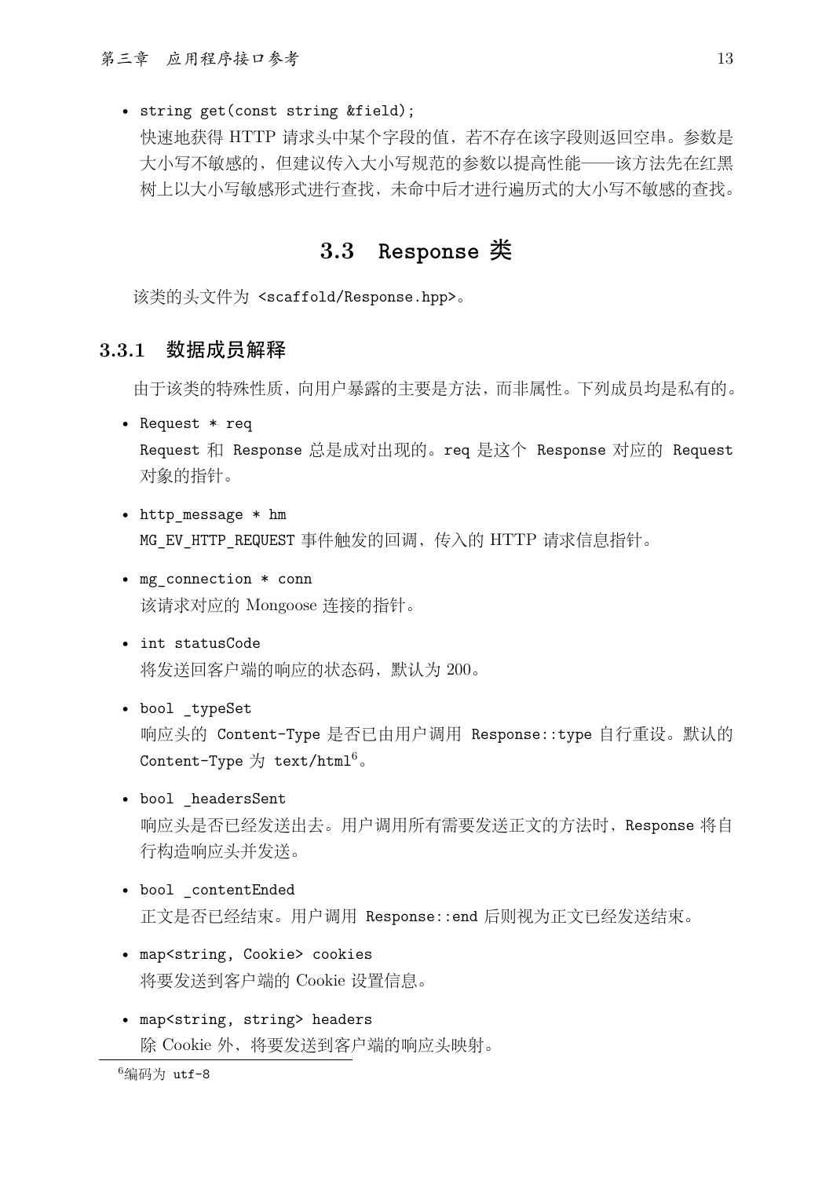- `string get(const string &field);`

  快速地获得 HTTP 请求头中某个字段的值，若不存在该字段则返回空串。参数是大小写不敏感的，但建议传入大小写规范的参数以提高性能——该方法先在红黑树上以大小写敏感形式进行查找，未命中后才进行遍历式的大小写不敏感的查找。

## 3.3 Response 类

该类的头文件为 `<scaffold/Response.hpp>`。

### 3.3.1 数据成员解释

由于该类的特殊性质，向用户暴露的主要是方法，而非属性。下列成员均是私有的。

- `Request * req`

  `Request` 和 `Response` 总是成对出现的。`req` 是这个 `Response` 对应的 `Request` 对象的指针。

- `http_message * hm`

  `MG_EV_HTTP_REQUEST` 事件触发的回调，传入的 HTTP 请求信息指针。

- `mg_connection * conn`

  该请求对应的 Mongoose 连接的指针。

- `int statusCode`

  将发送回客户端的响应的状态码，默认为 200。

- `bool _typeSet`

  响应头的 `Content-Type` 是否已由用户调用 `Response::type` 自行重设。默认的 `Content-Type` 为 `text/html`[6]。

- `bool _headersSent`

  响应头是否已经发送出去。用户调用所有需要发送正文的方法时，`Response` 将自行构造响应头并发送。

- `bool _contentEnded`

  正文是否已经结束。用户调用 `Response::end` 后则视为正文已经发送结束。

- `map<string, Cookie> cookies`

  将要发送到客户端的 Cookie 设置信息。

- `map<string, string> headers`

  除 Cookie 外，将要发送到客户端的响应头映射。

[6] 编码为 `utf-8`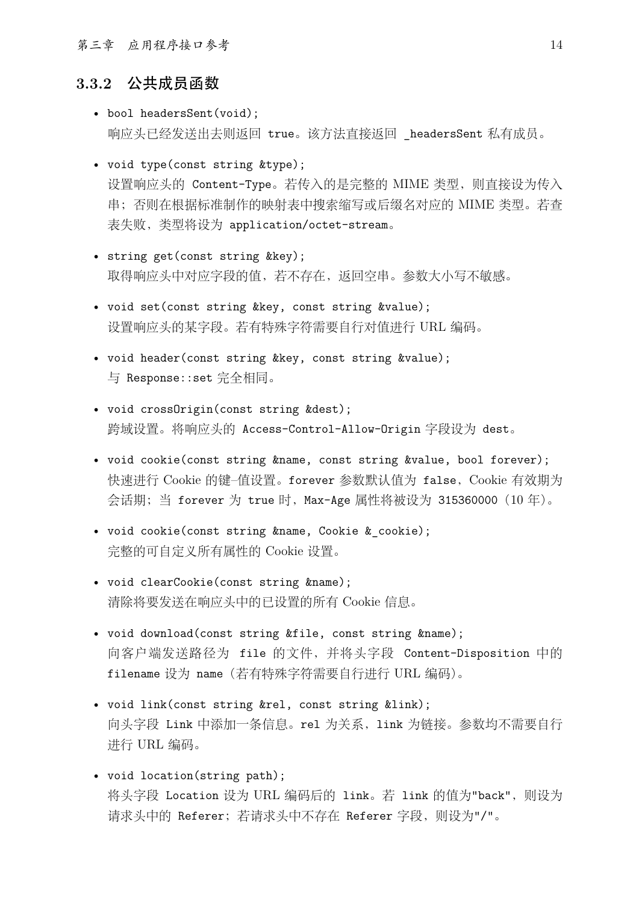### 3.3.2 公共成员函数

- `bool headersSent(void);`
  响应头已经发送出去则返回 `true`。该方法直接返回 `_headersSent` 私有成员。

- `void type(const string &type);`
  设置响应头的 `Content-Type`。若传入的是完整的 MIME 类型，则直接设为传入串；否则在根据标准制作的映射表中搜索缩写或后缀名对应的 MIME 类型。若查表失败，类型将设为 `application/octet-stream`。

- `string get(const string &key);`
  取得响应头中对应字段的值，若不存在，返回空串。参数大小写不敏感。

- `void set(const string &key, const string &value);`
  设置响应头的某字段。若有特殊字符需要自行对值进行 URL 编码。

- `void header(const string &key, const string &value);`
  与 `Response::set` 完全相同。

- `void crossOrigin(const string &dest);`
  跨域设置。将响应头的 `Access-Control-Allow-Origin` 字段设为 `dest`。

- `void cookie(const string &name, const string &value, bool forever);`
  快速进行 Cookie 的键–值设置。`forever` 参数默认值为 `false`，Cookie 有效期为会话期；当 `forever` 为 `true` 时，`Max-Age` 属性将被设为 `315360000`（10 年）。

- `void cookie(const string &name, Cookie &_cookie);`
  完整的可自定义所有属性的 Cookie 设置。

- `void clearCookie(const string &name);`
  清除将要发送在响应头中的已设置的所有 Cookie 信息。

- `void download(const string &file, const string &name);`
  向客户端发送路径为 `file` 的文件，并将头字段 `Content-Disposition` 中的 `filename` 设为 `name`（若有特殊字符需要自行进行 URL 编码）。

- `void link(const string &rel, const string &link);`
  向头字段 `Link` 中添加一条信息。`rel` 为关系，`link` 为链接。参数均不需要自行进行 URL 编码。

- `void location(string path);`
  将头字段 `Location` 设为 URL 编码后的 `link`。若 `link` 的值为`"back"`，则设为请求头中的 `Referer`；若请求头中不存在 `Referer` 字段，则设为`"/"`。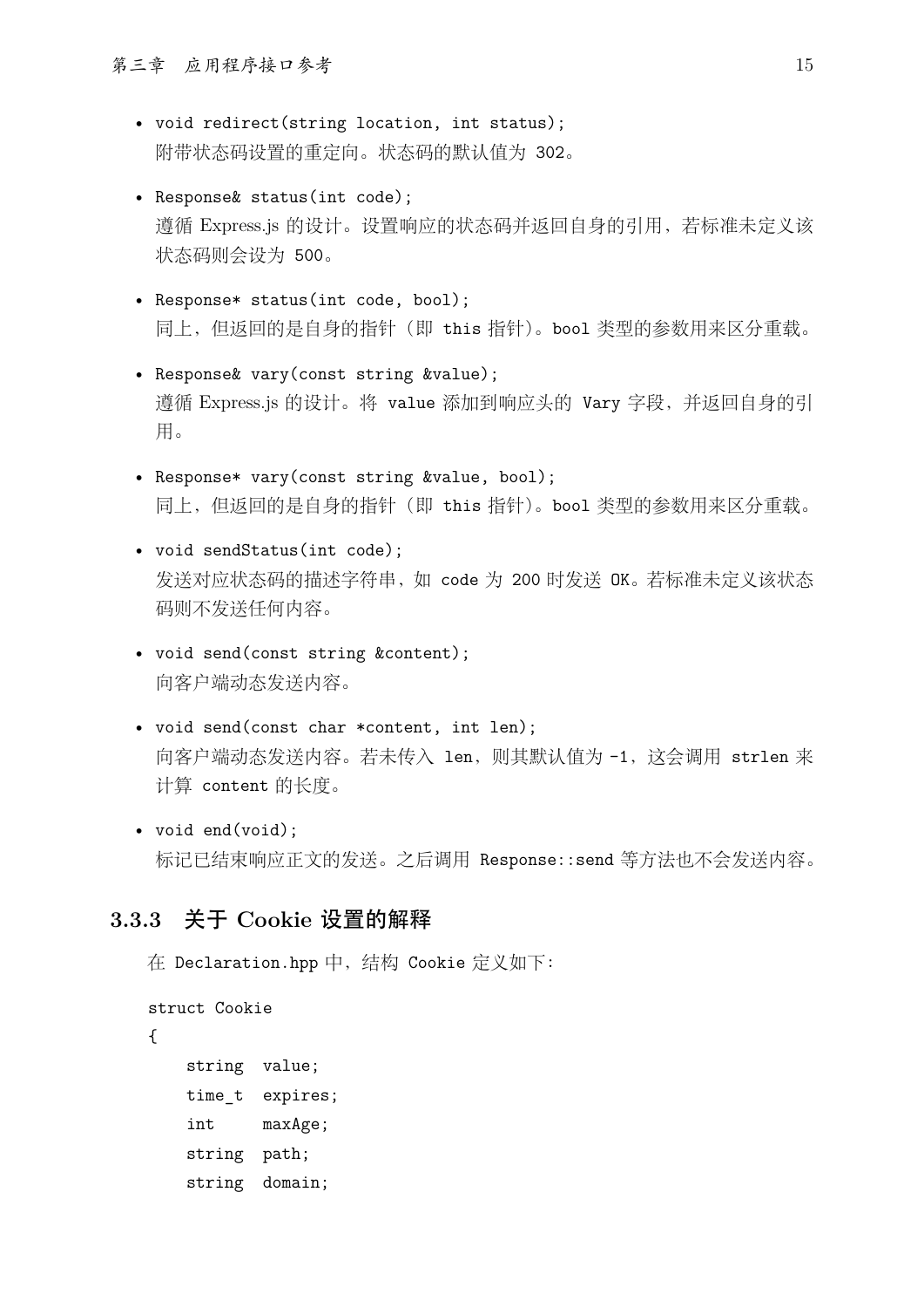- `void redirect(string location, int status);`
  附带状态码设置的重定向。状态码的默认值为 `302`。

- `Response& status(int code);`
  遵循 Express.js 的设计。设置响应的状态码并返回自身的引用，若标准未定义该状态码则会设为 `500`。

- `Response* status(int code, bool);`
  同上，但返回的是自身的指针（即 `this` 指针）。`bool` 类型的参数用来区分重载。

- `Response& vary(const string &value);`
  遵循 Express.js 的设计。将 `value` 添加到响应头的 `Vary` 字段，并返回自身的引用。

- `Response* vary(const string &value, bool);`
  同上，但返回的是自身的指针（即 `this` 指针）。`bool` 类型的参数用来区分重载。

- `void sendStatus(int code);`
  发送对应状态码的描述字符串，如 `code` 为 `200` 时发送 `OK`。若标准未定义该状态码则不发送任何内容。

- `void send(const string &content);`
  向客户端动态发送内容。

- `void send(const char *content, int len);`
  向客户端动态发送内容。若未传入 `len`，则其默认值为 `-1`，这会调用 `strlen` 来计算 `content` 的长度。

- `void end(void);`
  标记已结束响应正文的发送。之后调用 `Response::send` 等方法也不会发送内容。

### 3.3.3 关于 Cookie 设置的解释

在 `Declaration.hpp` 中，结构 `Cookie` 定义如下：

```
struct Cookie
{
    string  value;
    time_t  expires;
    int     maxAge;
    string  path;
    string  domain;
```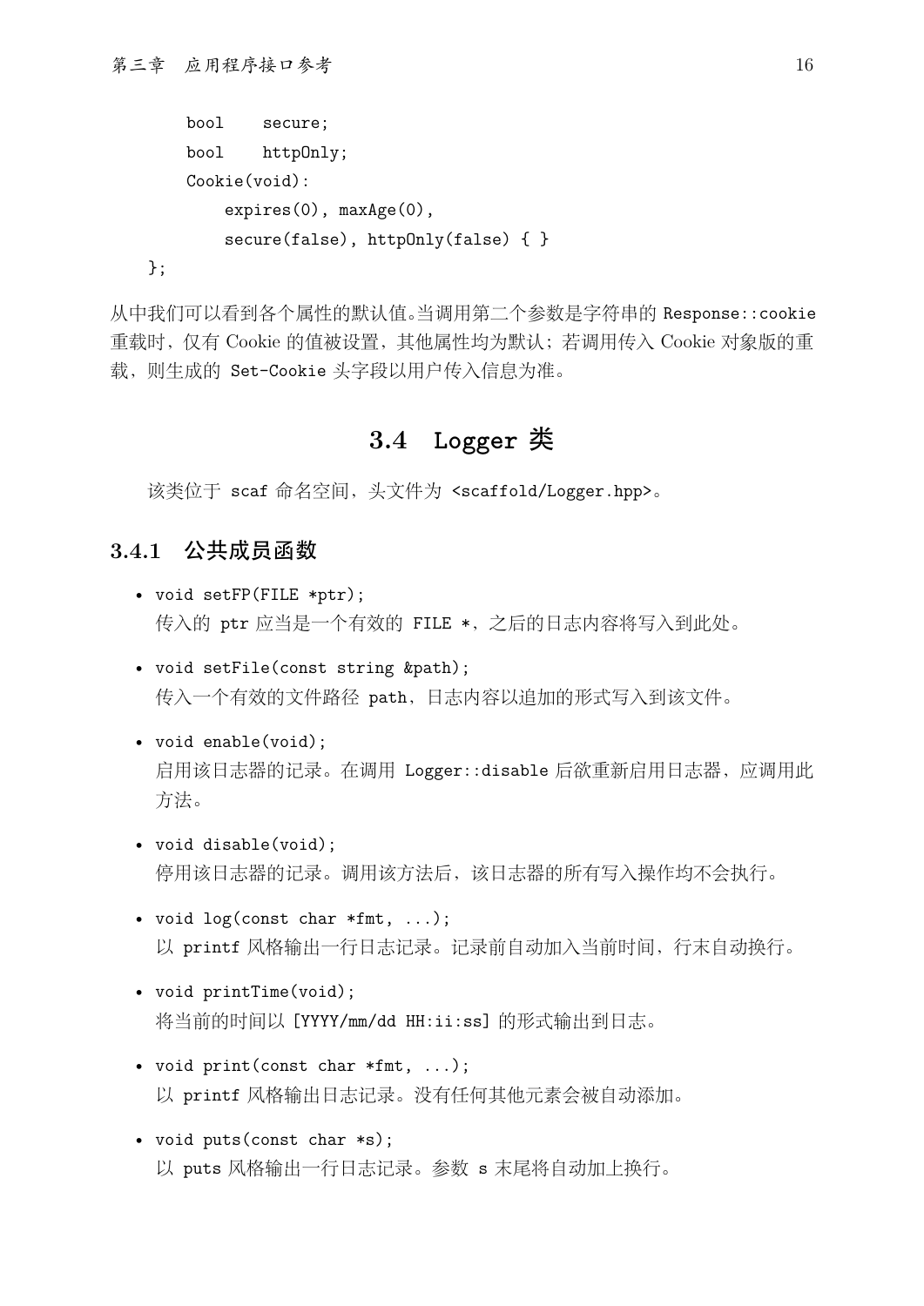```
    bool    secure;
    bool    httpOnly;
    Cookie(void):
        expires(0), maxAge(0),
        secure(false), httpOnly(false) { }
};
```

从中我们可以看到各个属性的默认值。当调用第二个参数是字符串的 `Response::cookie` 重载时，仅有 Cookie 的值被设置，其他属性均为默认；若调用传入 Cookie 对象版的重载，则生成的 `Set-Cookie` 头字段以用户传入信息为准。

## 3.4 Logger 类

该类位于 `scaf` 命名空间，头文件为 `<scaffold/Logger.hpp>`。

### 3.4.1 公共成员函数

- `void setFP(FILE *ptr);`
  传入的 `ptr` 应当是一个有效的 `FILE *`，之后的日志内容将写入到此处。

- `void setFile(const string &path);`
  传入一个有效的文件路径 `path`，日志内容以追加的形式写入到该文件。

- `void enable(void);`
  启用该日志器的记录。在调用 `Logger::disable` 后欲重新启用日志器，应调用此方法。

- `void disable(void);`
  停用该日志器的记录。调用该方法后，该日志器的所有写入操作均不会执行。

- `void log(const char *fmt, ...);`
  以 `printf` 风格输出一行日志记录。记录前自动加入当前时间，行末自动换行。

- `void printTime(void);`
  将当前的时间以 `[YYYY/mm/dd HH:ii:ss]` 的形式输出到日志。

- `void print(const char *fmt, ...);`
  以 `printf` 风格输出日志记录。没有任何其他元素会被自动添加。

- `void puts(const char *s);`
  以 `puts` 风格输出一行日志记录。参数 `s` 末尾将自动加上换行。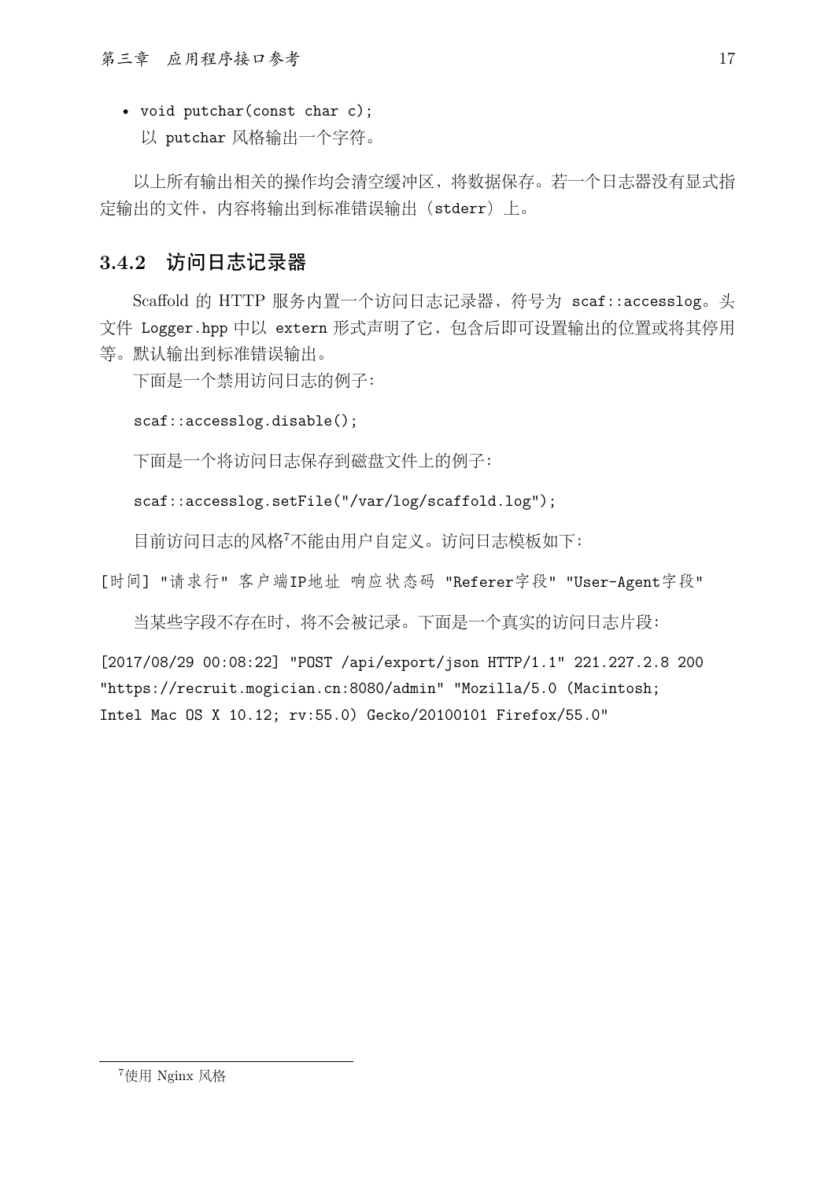- void putchar(const char c);
  以 putchar 风格输出一个字符。

以上所有输出相关的操作均会清空缓冲区，将数据保存。若一个日志器没有显式指定输出的文件，内容将输出到标准错误输出（stderr）上。

### 3.4.2 访问日志记录器

Scaffold 的 HTTP 服务内置一个访问日志记录器，符号为 scaf::accesslog。头文件 Logger.hpp 中以 extern 形式声明了它，包含后即可设置输出的位置或将其停用等。默认输出到标准错误输出。

下面是一个禁用访问日志的例子：

```
scaf::accesslog.disable();
```

下面是一个将访问日志保存到磁盘文件上的例子：

```
scaf::accesslog.setFile("/var/log/scaffold.log");
```

目前访问日志的风格[7]不能由用户自定义。访问日志模板如下：

```
[时间] "请求行" 客户端IP地址 响应状态码 "Referer字段" "User-Agent字段"
```

当某些字段不存在时，将不会被记录。下面是一个真实的访问日志片段：

```
[2017/08/29 00:08:22] "POST /api/export/json HTTP/1.1" 221.227.2.8 200
"https://recruit.mogician.cn:8080/admin" "Mozilla/5.0 (Macintosh;
Intel Mac OS X 10.12; rv:55.0) Gecko/20100101 Firefox/55.0"
```

[7]使用 Nginx 风格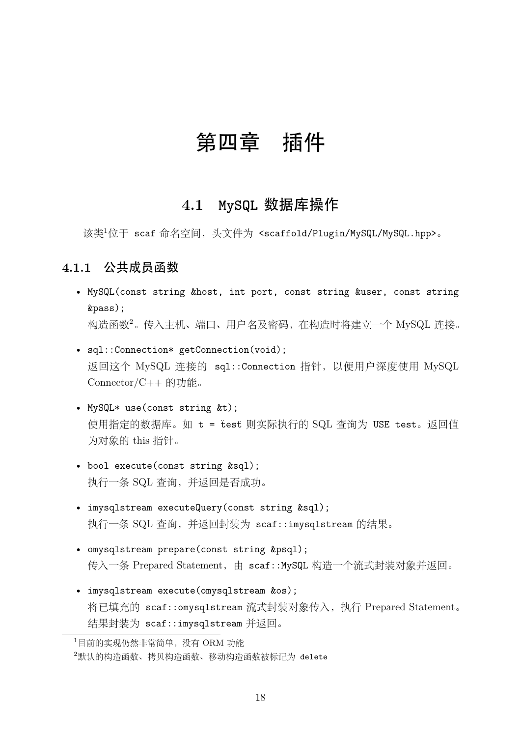# 第四章　插件

## 4.1　MySQL 数据库操作

该类[1]位于 `scaf` 命名空间，头文件为 `<scaffold/Plugin/MySQL/MySQL.hpp>`。

### 4.1.1　公共成员函数

- `MySQL(const string &host, int port, const string &user, const string &pass);`
  构造函数[2]。传入主机、端口、用户名及密码，在构造时将建立一个 MySQL 连接。
- `sql::Connection* getConnection(void);`
  返回这个 MySQL 连接的 `sql::Connection` 指针，以便用户深度使用 MySQL Connector/C++ 的功能。
- `MySQL* use(const string &t);`
  使用指定的数据库。如 `t = "test"` 则实际执行的 SQL 查询为 `USE test`。返回值为对象的 this 指针。
- `bool execute(const string &sql);`
  执行一条 SQL 查询，并返回是否成功。
- `imysqlstream executeQuery(const string &sql);`
  执行一条 SQL 查询，并返回封装为 `scaf::imysqlstream` 的结果。
- `omysqlstream prepare(const string &psql);`
  传入一条 Prepared Statement，由 `scaf::MySQL` 构造一个流式封装对象并返回。
- `imysqlstream execute(omysqlstream &os);`
  将已填充的 `scaf::omysqlstream` 流式封装对象传入，执行 Prepared Statement。结果封装为 `scaf::imysqlstream` 并返回。

---

[1] 目前的实现仍然非常简单，没有 ORM 功能

[2] 默认的构造函数、拷贝构造函数、移动构造函数被标记为 `delete`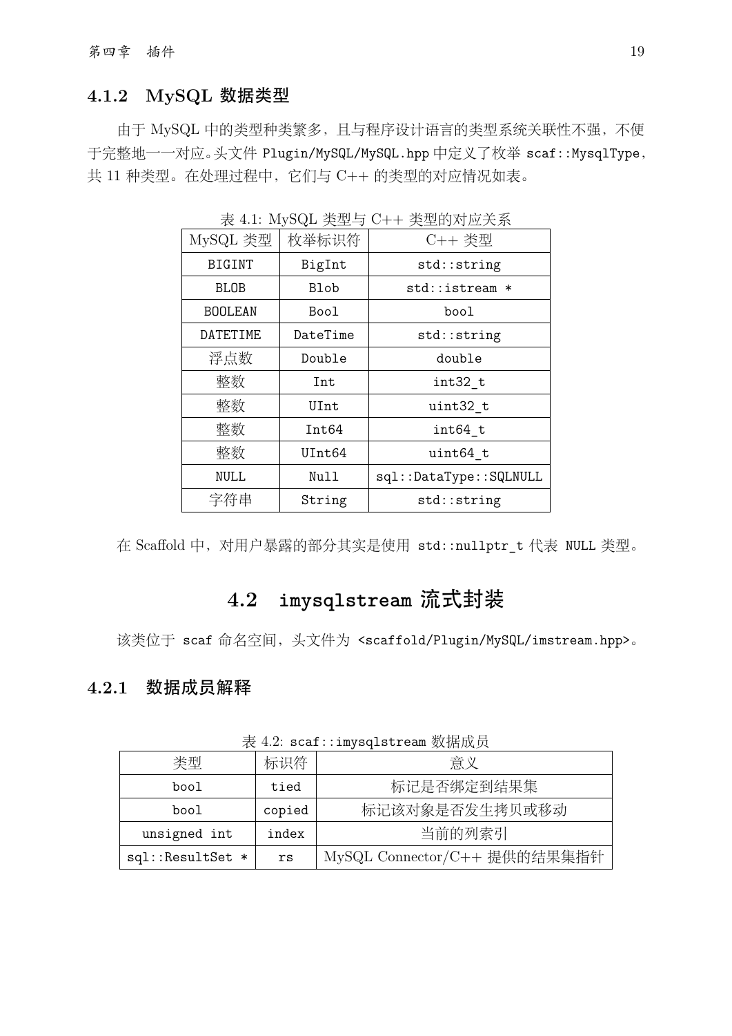### 4.1.2 MySQL 数据类型

由于 MySQL 中的类型种类繁多，且与程序设计语言的类型系统关联性不强，不便于完整地一一对应。头文件 `Plugin/MySQL/MySQL.hpp` 中定义了枚举 `scaf::MysqlType`，共 11 种类型。在处理过程中，它们与 C++ 的类型的对应情况如表。

表 4.1: MySQL 类型与 C++ 类型的对应关系

| MySQL 类型 | 枚举标识符 | C++ 类型 |
| --- | --- | --- |
| `BIGINT` | `BigInt` | `std::string` |
| `BLOB` | `Blob` | `std::istream *` |
| `BOOLEAN` | `Bool` | `bool` |
| `DATETIME` | `DateTime` | `std::string` |
| 浮点数 | `Double` | `double` |
| 整数 | `Int` | `int32_t` |
| 整数 | `UInt` | `uint32_t` |
| 整数 | `Int64` | `int64_t` |
| 整数 | `UInt64` | `uint64_t` |
| `NULL` | `Null` | `sql::DataType::SQLNULL` |
| 字符串 | `String` | `std::string` |

在 Scaffold 中，对用户暴露的部分其实是使用 `std::nullptr_t` 代表 `NULL` 类型。

## 4.2 imysqlstream 流式封装

该类位于 `scaf` 命名空间，头文件为 `<scaffold/Plugin/MySQL/imstream.hpp>`。

### 4.2.1 数据成员解释

表 4.2: `scaf::imysqlstream` 数据成员

| 类型 | 标识符 | 意义 |
| --- | --- | --- |
| `bool` | `tied` | 标记是否绑定到结果集 |
| `bool` | `copied` | 标记该对象是否发生拷贝或移动 |
| `unsigned int` | `index` | 当前的列索引 |
| `sql::ResultSet *` | `rs` | MySQL Connector/C++ 提供的结果集指针 |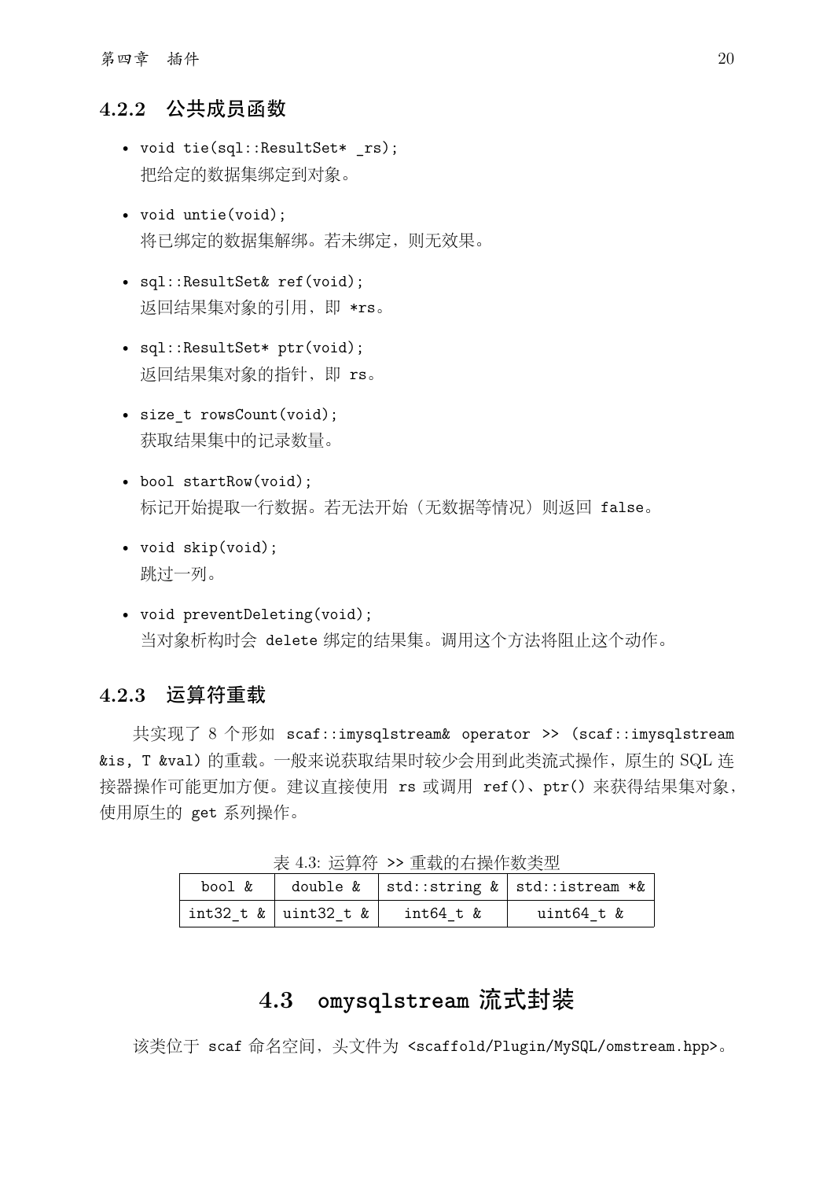### 4.2.2 公共成员函数

- `void tie(sql::ResultSet* _rs);`
  把给定的数据集绑定到对象。

- `void untie(void);`
  将已绑定的数据集解绑。若未绑定，则无效果。

- `sql::ResultSet& ref(void);`
  返回结果集对象的引用，即 `*rs`。

- `sql::ResultSet* ptr(void);`
  返回结果集对象的指针，即 `rs`。

- `size_t rowsCount(void);`
  获取结果集中的记录数量。

- `bool startRow(void);`
  标记开始提取一行数据。若无法开始（无数据等情况）则返回 `false`。

- `void skip(void);`
  跳过一列。

- `void preventDeleting(void);`
  当对象析构时会 `delete` 绑定的结果集。调用这个方法将阻止这个动作。

### 4.2.3 运算符重载

共实现了 8 个形如 `scaf::imysqlstream& operator >> (scaf::imysqlstream &is, T &val)` 的重载。一般来说获取结果时较少会用到此类流式操作，原生的 SQL 连接器操作可能更加方便。建议直接使用 `rs` 或调用 `ref()`、`ptr()` 来获得结果集对象，使用原生的 `get` 系列操作。

表 4.3: 运算符 `>>` 重载的右操作数类型

| `bool &` | `double &` | `std::string &` | `std::istream *&` |
|---|---|---|---|
| `int32_t &` | `uint32_t &` | `int64_t &` | `uint64_t &` |

## 4.3 omysqlstream 流式封装

该类位于 `scaf` 命名空间，头文件为 `<scaffold/Plugin/MySQL/omstream.hpp>`。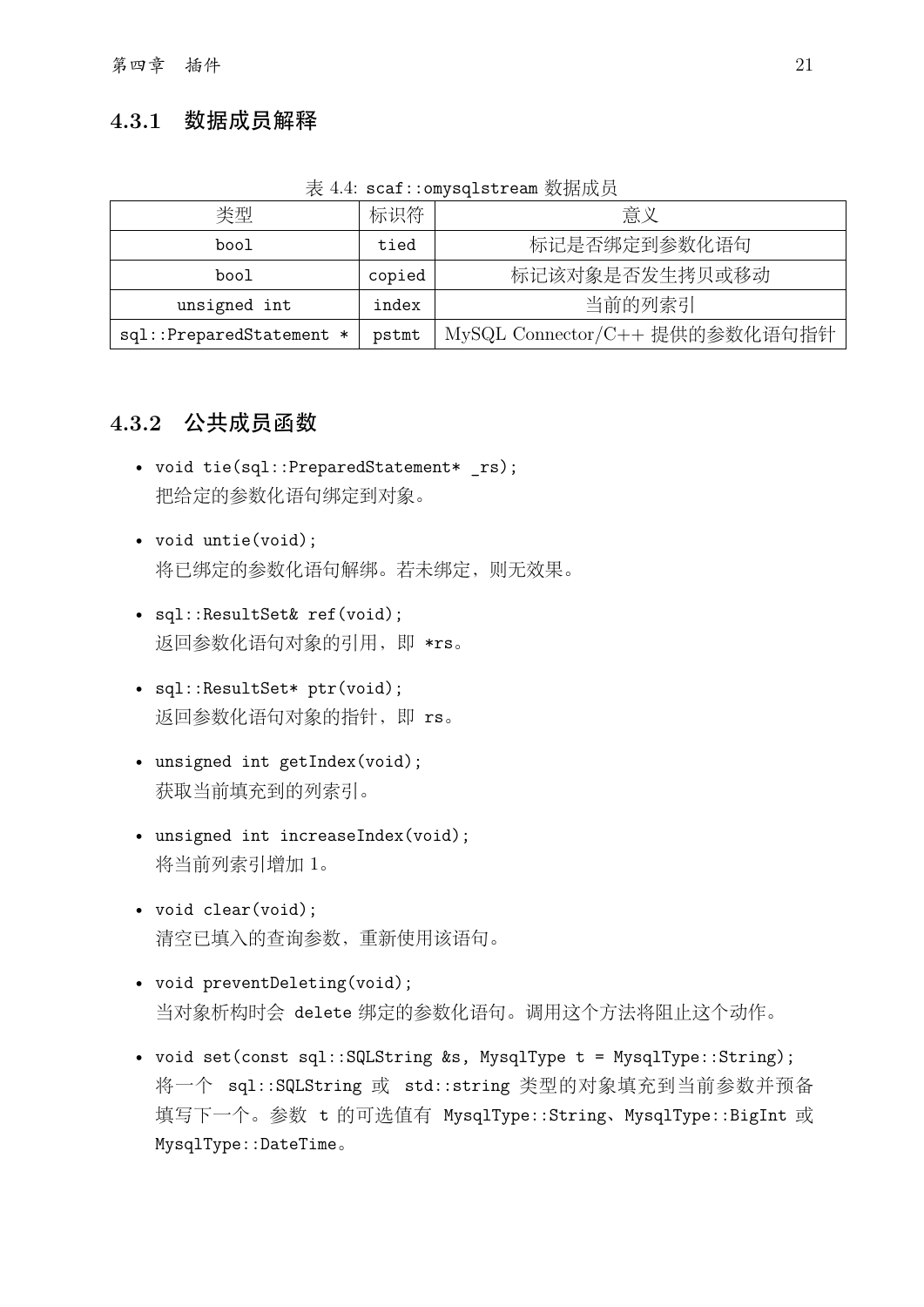### 4.3.1 数据成员解释

表 4.4: scaf::omysqlstream 数据成员

| 类型 | 标识符 | 意义 |
|---|---|---|
| bool | tied | 标记是否绑定到参数化语句 |
| bool | copied | 标记该对象是否发生拷贝或移动 |
| unsigned int | index | 当前的列索引 |
| sql::PreparedStatement * | pstmt | MySQL Connector/C++ 提供的参数化语句指针 |

### 4.3.2 公共成员函数

- `void tie(sql::PreparedStatement* _rs);`
  把给定的参数化语句绑定到对象。

- `void untie(void);`
  将已绑定的参数化语句解绑。若未绑定，则无效果。

- `sql::ResultSet& ref(void);`
  返回参数化语句对象的引用，即 `*rs`。

- `sql::ResultSet* ptr(void);`
  返回参数化语句对象的指针，即 `rs`。

- `unsigned int getIndex(void);`
  获取当前填充到的列索引。

- `unsigned int increaseIndex(void);`
  将当前列索引增加 1。

- `void clear(void);`
  清空已填入的查询参数，重新使用该语句。

- `void preventDeleting(void);`
  当对象析构时会 `delete` 绑定的参数化语句。调用这个方法将阻止这个动作。

- `void set(const sql::SQLString &s, MysqlType t = MysqlType::String);`
  将一个 `sql::SQLString` 或 `std::string` 类型的对象填充到当前参数并预备填写下一个。参数 `t` 的可选值有 `MysqlType::String`、`MysqlType::BigInt` 或 `MysqlType::DateTime`。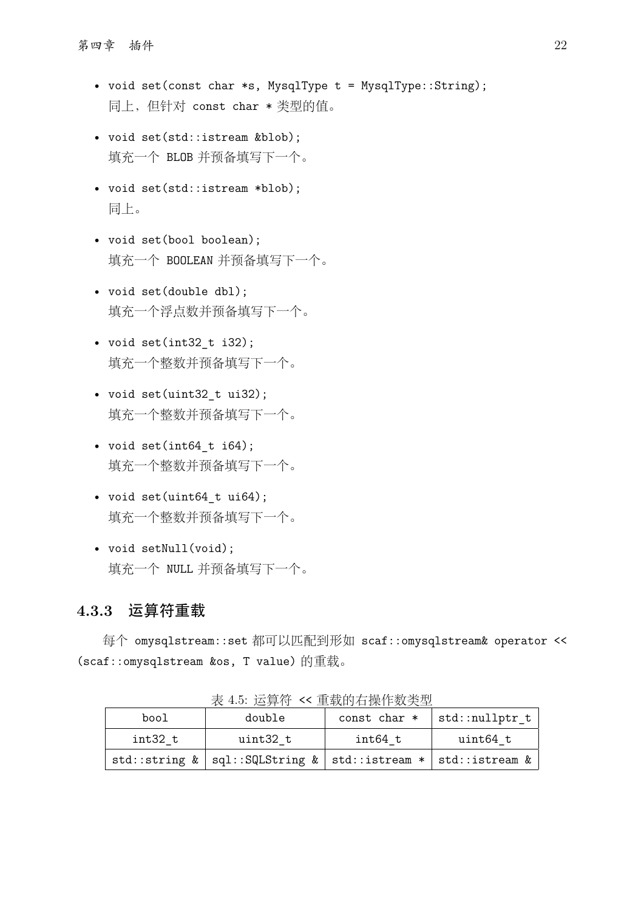- `void set(const char *s, MysqlType t = MysqlType::String);`
  同上，但针对 `const char *` 类型的值。

- `void set(std::istream &blob);`
  填充一个 BLOB 并预备填写下一个。

- `void set(std::istream *blob);`
  同上。

- `void set(bool boolean);`
  填充一个 BOOLEAN 并预备填写下一个。

- `void set(double dbl);`
  填充一个浮点数并预备填写下一个。

- `void set(int32_t i32);`
  填充一个整数并预备填写下一个。

- `void set(uint32_t ui32);`
  填充一个整数并预备填写下一个。

- `void set(int64_t i64);`
  填充一个整数并预备填写下一个。

- `void set(uint64_t ui64);`
  填充一个整数并预备填写下一个。

- `void setNull(void);`
  填充一个 NULL 并预备填写下一个。

### 4.3.3 运算符重载

每个 `omysqlstream::set` 都可以匹配到形如 `scaf::omysqlstream& operator << (scaf::omysqlstream &os, T value)` 的重载。

表 4.5: 运算符 `<<` 重载的右操作数类型

| | | | |
|---|---|---|---|
| bool | double | const char * | std::nullptr_t |
| int32_t | uint32_t | int64_t | uint64_t |
| std::string & | sql::SQLString & | std::istream * | std::istream & |